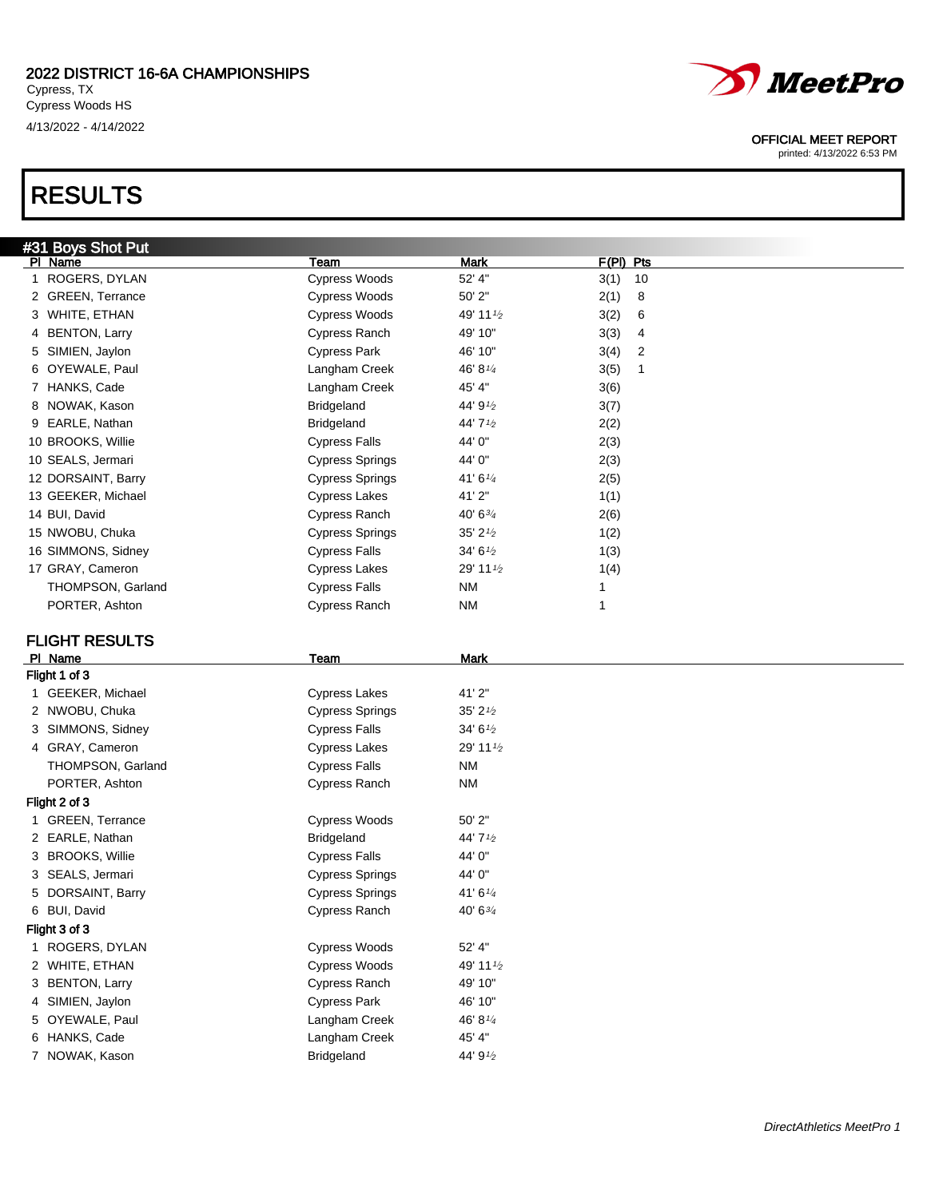# 2022 DISTRICT 16-6A CHAMPIONSHIPS

Cypress, TX
Cypress Woods HS
4/13/2022 - 4/14/2022

**OFFICIAL MEET REPORT**
printed: 4/13/2022 6:53 PM

# RESULTS

## #31 Boys Shot Put

| Pl | Name | Team | Mark | F(Pl) | Pts |
|---|---|---|---|---|---|
| 1 | ROGERS, DYLAN | Cypress Woods | 52' 4" | 3(1) | 10 |
| 2 | GREEN, Terrance | Cypress Woods | 50' 2" | 2(1) | 8 |
| 3 | WHITE, ETHAN | Cypress Woods | 49' 11½ | 3(2) | 6 |
| 4 | BENTON, Larry | Cypress Ranch | 49' 10" | 3(3) | 4 |
| 5 | SIMIEN, Jaylon | Cypress Park | 46' 10" | 3(4) | 2 |
| 6 | OYEWALE, Paul | Langham Creek | 46' 8¼ | 3(5) | 1 |
| 7 | HANKS, Cade | Langham Creek | 45' 4" | 3(6) | |
| 8 | NOWAK, Kason | Bridgeland | 44' 9½ | 3(7) | |
| 9 | EARLE, Nathan | Bridgeland | 44' 7½ | 2(2) | |
| 10 | BROOKS, Willie | Cypress Falls | 44' 0" | 2(3) | |
| 10 | SEALS, Jermari | Cypress Springs | 44' 0" | 2(3) | |
| 12 | DORSAINT, Barry | Cypress Springs | 41' 6¼ | 2(5) | |
| 13 | GEEKER, Michael | Cypress Lakes | 41' 2" | 1(1) | |
| 14 | BUI, David | Cypress Ranch | 40' 6¾ | 2(6) | |
| 15 | NWOBU, Chuka | Cypress Springs | 35' 2½ | 1(2) | |
| 16 | SIMMONS, Sidney | Cypress Falls | 34' 6½ | 1(3) | |
| 17 | GRAY, Cameron | Cypress Lakes | 29' 11½ | 1(4) | |
| | THOMPSON, Garland | Cypress Falls | NM | 1 | |
| | PORTER, Ashton | Cypress Ranch | NM | 1 | |

## FLIGHT RESULTS

| Pl | Name | Team | Mark |
|---|---|---|---|
| **Flight 1 of 3** | | | |
| 1 | GEEKER, Michael | Cypress Lakes | 41' 2" |
| 2 | NWOBU, Chuka | Cypress Springs | 35' 2½ |
| 3 | SIMMONS, Sidney | Cypress Falls | 34' 6½ |
| 4 | GRAY, Cameron | Cypress Lakes | 29' 11½ |
| | THOMPSON, Garland | Cypress Falls | NM |
| | PORTER, Ashton | Cypress Ranch | NM |
| **Flight 2 of 3** | | | |
| 1 | GREEN, Terrance | Cypress Woods | 50' 2" |
| 2 | EARLE, Nathan | Bridgeland | 44' 7½ |
| 3 | BROOKS, Willie | Cypress Falls | 44' 0" |
| 3 | SEALS, Jermari | Cypress Springs | 44' 0" |
| 5 | DORSAINT, Barry | Cypress Springs | 41' 6¼ |
| 6 | BUI, David | Cypress Ranch | 40' 6¾ |
| **Flight 3 of 3** | | | |
| 1 | ROGERS, DYLAN | Cypress Woods | 52' 4" |
| 2 | WHITE, ETHAN | Cypress Woods | 49' 11½ |
| 3 | BENTON, Larry | Cypress Ranch | 49' 10" |
| 4 | SIMIEN, Jaylon | Cypress Park | 46' 10" |
| 5 | OYEWALE, Paul | Langham Creek | 46' 8¼ |
| 6 | HANKS, Cade | Langham Creek | 45' 4" |
| 7 | NOWAK, Kason | Bridgeland | 44' 9½ |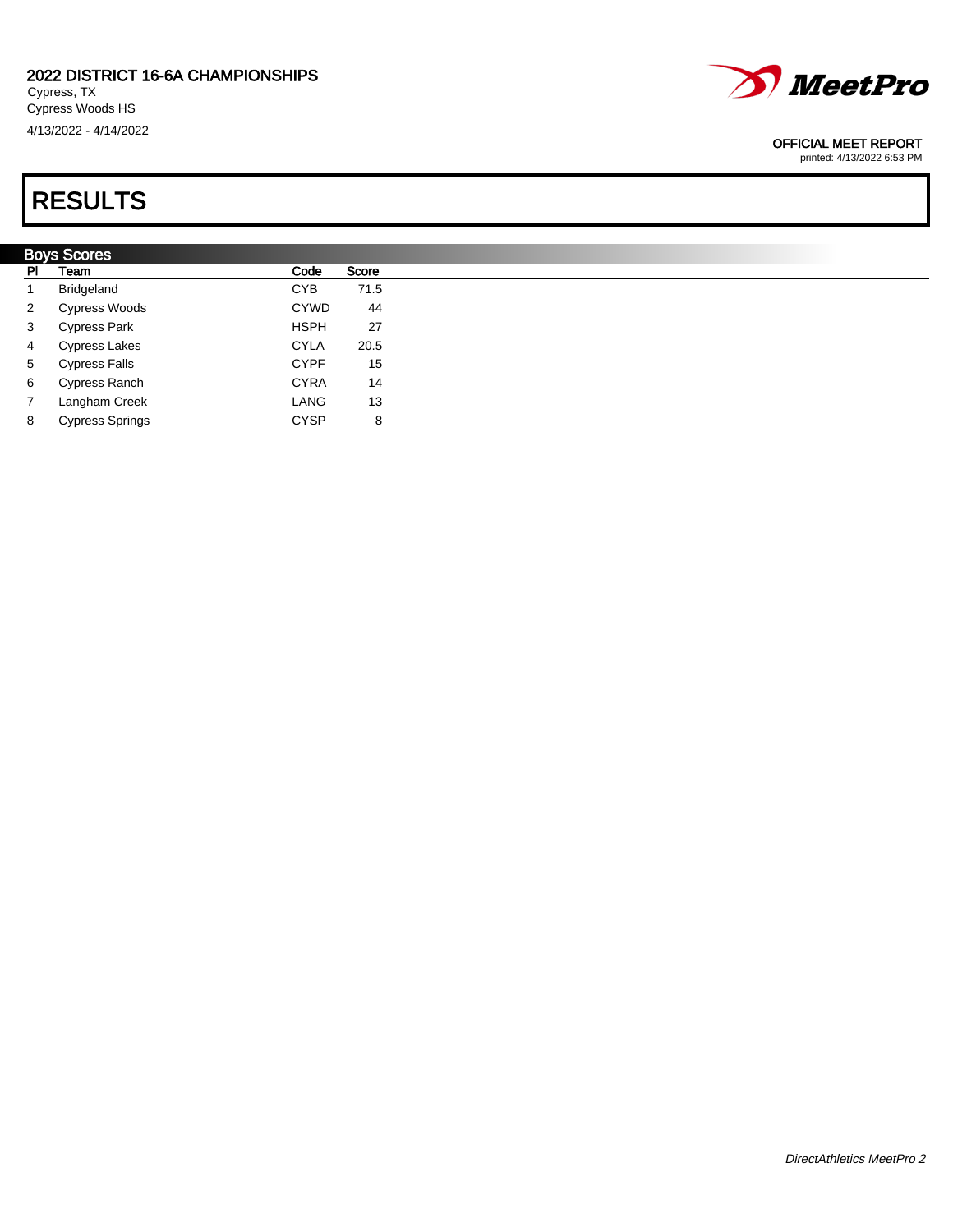2022 DISTRICT 16-6A CHAMPIONSHIPS
Cypress, TX
Cypress Woods HS
4/13/2022 - 4/14/2022

OFFICIAL MEET REPORT
printed: 4/13/2022 6:53 PM

# RESULTS

## Boys Scores

| Pl | Team | Code | Score |
|---|---|---|---|
| 1 | Bridgeland | CYB | 71.5 |
| 2 | Cypress Woods | CYWD | 44 |
| 3 | Cypress Park | HSPH | 27 |
| 4 | Cypress Lakes | CYLA | 20.5 |
| 5 | Cypress Falls | CYPF | 15 |
| 6 | Cypress Ranch | CYRA | 14 |
| 7 | Langham Creek | LANG | 13 |
| 8 | Cypress Springs | CYSP | 8 |